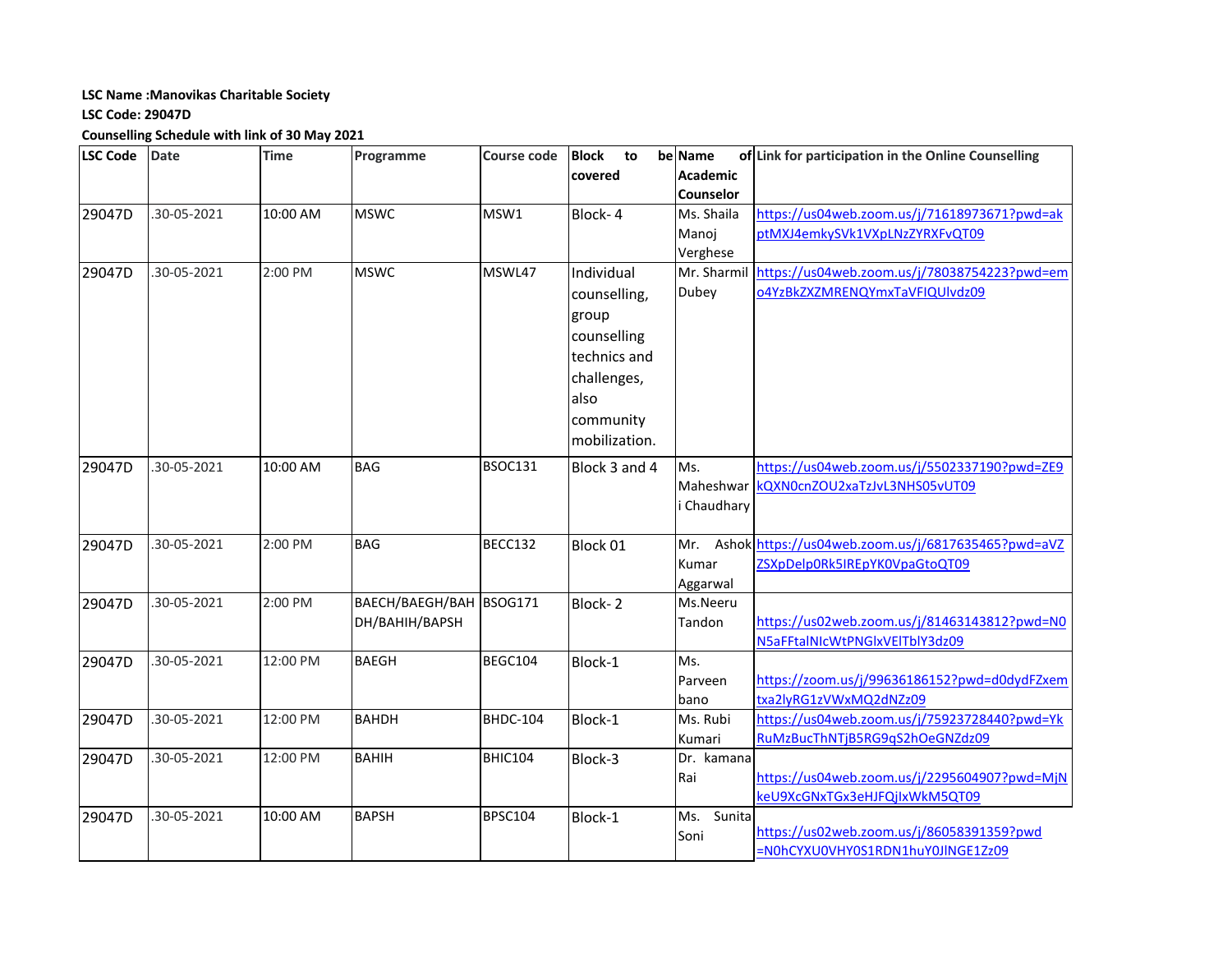**LSC Name :Manovikas Charitable Society**

**LSC Code: 29047D**

**Counselling Schedule with link of 30 May 2021**

| LSC Code | Date | Time | Programme | Course code | Block to be covered | Name of Academic Counselor | Link for participation in the Online Counselling |
|---|---|---|---|---|---|---|---|
| 29047D | .30-05-2021 | 10:00 AM | MSWC | MSW1 | Block- 4 | Ms. Shaila Manoj Verghese | https://us04web.zoom.us/j/71618973671?pwd=akptMXJ4emkySVk1VXpLNzZYRXFvQT09 |
| 29047D | .30-05-2021 | 2:00 PM | MSWC | MSWL47 | Individual counselling, group counselling technics and challenges, also community mobilization. | Mr. Sharmil Dubey | https://us04web.zoom.us/j/78038754223?pwd=emo4YzBkZXZMRENQYmxTaVFIQUlvdz09 |
| 29047D | .30-05-2021 | 10:00 AM | BAG | BSOC131 | Block 3 and 4 | Ms. Maheshwari Chaudhary | https://us04web.zoom.us/j/5502337190?pwd=ZE9kQXN0cnZOU2xaTzJvL3NHS05vUT09 |
| 29047D | .30-05-2021 | 2:00 PM | BAG | BECC132 | Block 01 | Mr. Ashok Kumar Aggarwal | https://us04web.zoom.us/j/6817635465?pwd=aVZZSXpDelp0Rk5IREpYK0VpaGtoQT09 |
| 29047D | .30-05-2021 | 2:00 PM | BAECH/BAEGH/BAHDH/BAHIH/BAPSH | BSOG171 | Block- 2 | Ms.Neeru Tandon | https://us02web.zoom.us/j/81463143812?pwd=N0N5aFFtalNIcWtPNGlxVElTblY3dz09 |
| 29047D | .30-05-2021 | 12:00 PM | BAEGH | BEGC104 | Block-1 | Ms. Parveen bano | https://zoom.us/j/99636186152?pwd=d0dydFZxemtxa2lyRG1zVWxMQ2dNZz09 |
| 29047D | .30-05-2021 | 12:00 PM | BAHDH | BHDC-104 | Block-1 | Ms. Rubi Kumari | https://us04web.zoom.us/j/75923728440?pwd=YkRuMzBucThNTjB5RG9qS2hOeGNZdz09 |
| 29047D | .30-05-2021 | 12:00 PM | BAHIH | BHIC104 | Block-3 | Dr. kamana Rai | https://us04web.zoom.us/j/2295604907?pwd=MjNkeU9XcGNxTGx3eHJFQjIxWkM5QT09 |
| 29047D | .30-05-2021 | 10:00 AM | BAPSH | BPSC104 | Block-1 | Ms. Sunita Soni | https://us02web.zoom.us/j/86058391359?pwd=N0hCYXU0VHY0S1RDN1huY0JlNGE1Zz09 |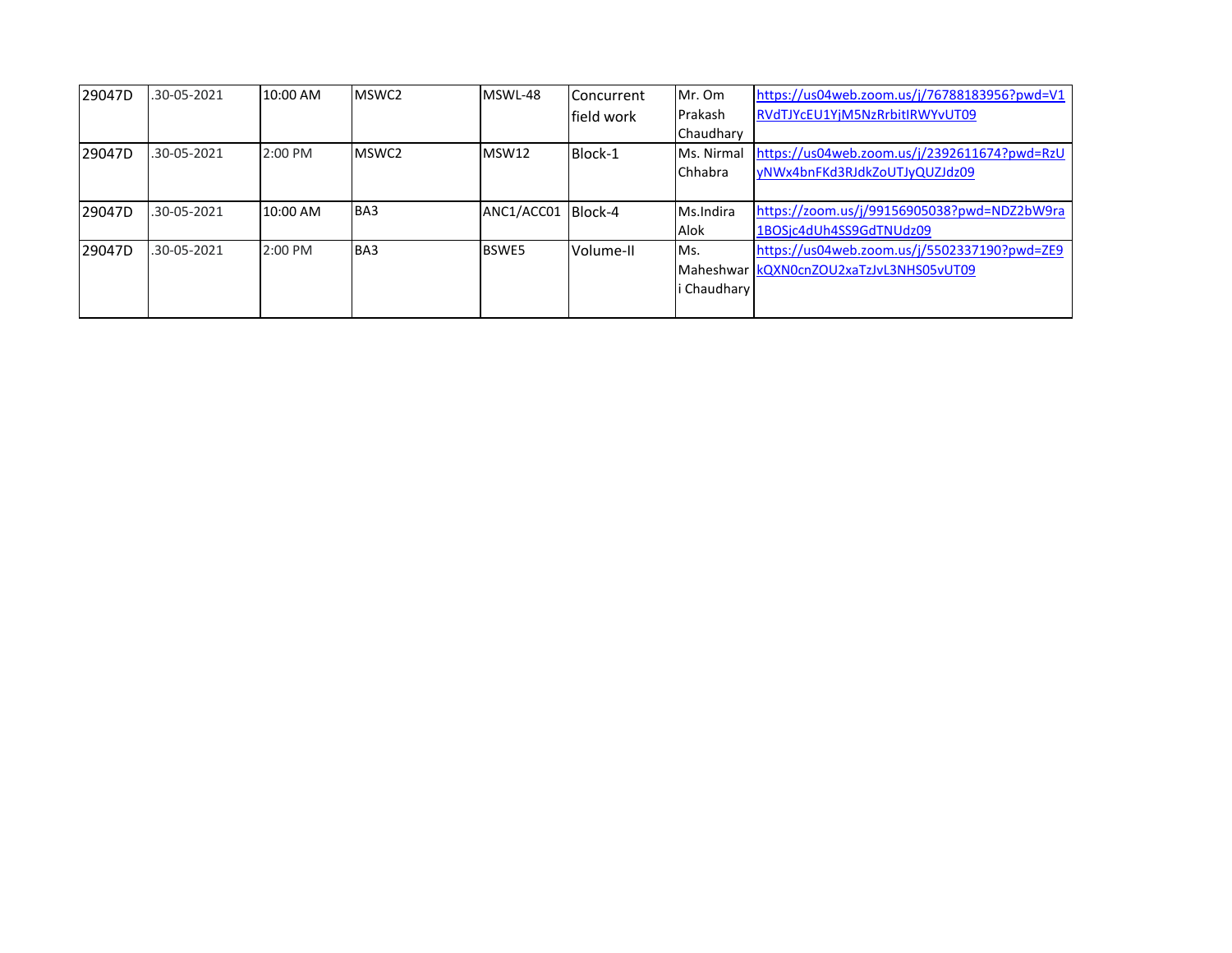| | | | | | | | |
|---|---|---|---|---|---|---|---|
| 29047D | .30-05-2021 | 10:00 AM | MSWC2 | MSWL-48 | Concurrent field work | Mr. Om Prakash Chaudhary | https://us04web.zoom.us/j/76788183956?pwd=V1RVdTJYcEU1YjM5NzRrbitIRWYvUT09 |
| 29047D | .30-05-2021 | 2:00 PM | MSWC2 | MSW12 | Block-1 | Ms. Nirmal Chhabra | https://us04web.zoom.us/j/2392611674?pwd=RzUyNWx4bnFKd3RJdkZoUTJyQUZJdz09 |
| 29047D | .30-05-2021 | 10:00 AM | BA3 | ANC1/ACC01 | Block-4 | Ms.Indira Alok | https://zoom.us/j/99156905038?pwd=NDZ2bW9ra1BOSjc4dUh4SS9GdTNUdz09 |
| 29047D | .30-05-2021 | 2:00 PM | BA3 | BSWE5 | Volume-II | Ms. Maheshwari Chaudhary | https://us04web.zoom.us/j/5502337190?pwd=ZE9kQXN0cnZOU2xaTzJvL3NHS05vUT09 |